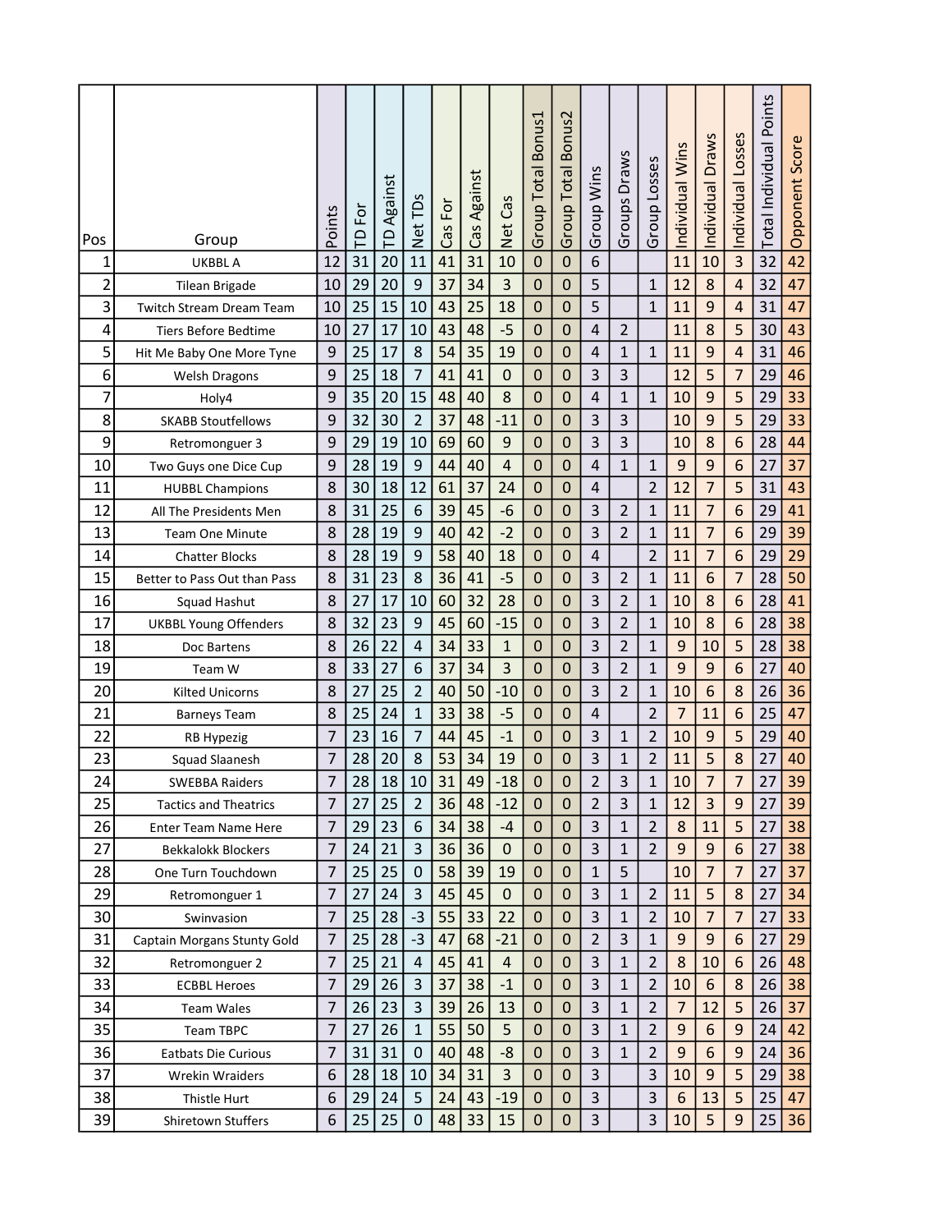| Pos | Group | Points | TD For | TD Against | Net TDs | Cas For | Cas Against | Net Cas | Group Total Bonus1 | Group Total Bonus2 | Group Wins | Groups Draws | Group Losses | Individual Wins | Individual Draws | Individual Losses | Total Individual Points | Opponent Score |
|---|---|---|---|---|---|---|---|---|---|---|---|---|---|---|---|---|---|---|
| 1 | UKBBL A | 12 | 31 | 20 | 11 | 41 | 31 | 10 | 0 | 0 | 6 | | | 11 | 10 | 3 | 32 | 42 |
| 2 | Tilean Brigade | 10 | 29 | 20 | 9 | 37 | 34 | 3 | 0 | 0 | 5 | | 1 | 12 | 8 | 4 | 32 | 47 |
| 3 | Twitch Stream Dream Team | 10 | 25 | 15 | 10 | 43 | 25 | 18 | 0 | 0 | 5 | | 1 | 11 | 9 | 4 | 31 | 47 |
| 4 | Tiers Before Bedtime | 10 | 27 | 17 | 10 | 43 | 48 | -5 | 0 | 0 | 4 | 2 | | 11 | 8 | 5 | 30 | 43 |
| 5 | Hit Me Baby One More Tyne | 9 | 25 | 17 | 8 | 54 | 35 | 19 | 0 | 0 | 4 | 1 | 1 | 11 | 9 | 4 | 31 | 46 |
| 6 | Welsh Dragons | 9 | 25 | 18 | 7 | 41 | 41 | 0 | 0 | 0 | 3 | 3 | | 12 | 5 | 7 | 29 | 46 |
| 7 | Holy4 | 9 | 35 | 20 | 15 | 48 | 40 | 8 | 0 | 0 | 4 | 1 | 1 | 10 | 9 | 5 | 29 | 33 |
| 8 | SKABB Stoutfellows | 9 | 32 | 30 | 2 | 37 | 48 | -11 | 0 | 0 | 3 | 3 | | 10 | 9 | 5 | 29 | 33 |
| 9 | Retromonguer 3 | 9 | 29 | 19 | 10 | 69 | 60 | 9 | 0 | 0 | 3 | 3 | | 10 | 8 | 6 | 28 | 44 |
| 10 | Two Guys one Dice Cup | 9 | 28 | 19 | 9 | 44 | 40 | 4 | 0 | 0 | 4 | 1 | 1 | 9 | 9 | 6 | 27 | 37 |
| 11 | HUBBL Champions | 8 | 30 | 18 | 12 | 61 | 37 | 24 | 0 | 0 | 4 | | 2 | 12 | 7 | 5 | 31 | 43 |
| 12 | All The Presidents Men | 8 | 31 | 25 | 6 | 39 | 45 | -6 | 0 | 0 | 3 | 2 | 1 | 11 | 7 | 6 | 29 | 41 |
| 13 | Team One Minute | 8 | 28 | 19 | 9 | 40 | 42 | -2 | 0 | 0 | 3 | 2 | 1 | 11 | 7 | 6 | 29 | 39 |
| 14 | Chatter Blocks | 8 | 28 | 19 | 9 | 58 | 40 | 18 | 0 | 0 | 4 | | 2 | 11 | 7 | 6 | 29 | 29 |
| 15 | Better to Pass Out than Pass | 8 | 31 | 23 | 8 | 36 | 41 | -5 | 0 | 0 | 3 | 2 | 1 | 11 | 6 | 7 | 28 | 50 |
| 16 | Squad Hashut | 8 | 27 | 17 | 10 | 60 | 32 | 28 | 0 | 0 | 3 | 2 | 1 | 10 | 8 | 6 | 28 | 41 |
| 17 | UKBBL Young Offenders | 8 | 32 | 23 | 9 | 45 | 60 | -15 | 0 | 0 | 3 | 2 | 1 | 10 | 8 | 6 | 28 | 38 |
| 18 | Doc Bartens | 8 | 26 | 22 | 4 | 34 | 33 | 1 | 0 | 0 | 3 | 2 | 1 | 9 | 10 | 5 | 28 | 38 |
| 19 | Team W | 8 | 33 | 27 | 6 | 37 | 34 | 3 | 0 | 0 | 3 | 2 | 1 | 9 | 9 | 6 | 27 | 40 |
| 20 | Kilted Unicorns | 8 | 27 | 25 | 2 | 40 | 50 | -10 | 0 | 0 | 3 | 2 | 1 | 10 | 6 | 8 | 26 | 36 |
| 21 | Barneys Team | 8 | 25 | 24 | 1 | 33 | 38 | -5 | 0 | 0 | 4 | | 2 | 7 | 11 | 6 | 25 | 47 |
| 22 | RB Hypezig | 7 | 23 | 16 | 7 | 44 | 45 | -1 | 0 | 0 | 3 | 1 | 2 | 10 | 9 | 5 | 29 | 40 |
| 23 | Squad Slaanesh | 7 | 28 | 20 | 8 | 53 | 34 | 19 | 0 | 0 | 3 | 1 | 2 | 11 | 5 | 8 | 27 | 40 |
| 24 | SWEBBA Raiders | 7 | 28 | 18 | 10 | 31 | 49 | -18 | 0 | 0 | 2 | 3 | 1 | 10 | 7 | 7 | 27 | 39 |
| 25 | Tactics and Theatrics | 7 | 27 | 25 | 2 | 36 | 48 | -12 | 0 | 0 | 2 | 3 | 1 | 12 | 3 | 9 | 27 | 39 |
| 26 | Enter Team Name Here | 7 | 29 | 23 | 6 | 34 | 38 | -4 | 0 | 0 | 3 | 1 | 2 | 8 | 11 | 5 | 27 | 38 |
| 27 | Bekkalokk Blockers | 7 | 24 | 21 | 3 | 36 | 36 | 0 | 0 | 0 | 3 | 1 | 2 | 9 | 9 | 6 | 27 | 38 |
| 28 | One Turn Touchdown | 7 | 25 | 25 | 0 | 58 | 39 | 19 | 0 | 0 | 1 | 5 | | 10 | 7 | 7 | 27 | 37 |
| 29 | Retromonguer 1 | 7 | 27 | 24 | 3 | 45 | 45 | 0 | 0 | 0 | 3 | 1 | 2 | 11 | 5 | 8 | 27 | 34 |
| 30 | Swinvasion | 7 | 25 | 28 | -3 | 55 | 33 | 22 | 0 | 0 | 3 | 1 | 2 | 10 | 7 | 7 | 27 | 33 |
| 31 | Captain Morgans Stunty Gold | 7 | 25 | 28 | -3 | 47 | 68 | -21 | 0 | 0 | 2 | 3 | 1 | 9 | 9 | 6 | 27 | 29 |
| 32 | Retromonguer 2 | 7 | 25 | 21 | 4 | 45 | 41 | 4 | 0 | 0 | 3 | 1 | 2 | 8 | 10 | 6 | 26 | 48 |
| 33 | ECBBL Heroes | 7 | 29 | 26 | 3 | 37 | 38 | -1 | 0 | 0 | 3 | 1 | 2 | 10 | 6 | 8 | 26 | 38 |
| 34 | Team Wales | 7 | 26 | 23 | 3 | 39 | 26 | 13 | 0 | 0 | 3 | 1 | 2 | 7 | 12 | 5 | 26 | 37 |
| 35 | Team TBPC | 7 | 27 | 26 | 1 | 55 | 50 | 5 | 0 | 0 | 3 | 1 | 2 | 9 | 6 | 9 | 24 | 42 |
| 36 | Eatbats Die Curious | 7 | 31 | 31 | 0 | 40 | 48 | -8 | 0 | 0 | 3 | 1 | 2 | 9 | 6 | 9 | 24 | 36 |
| 37 | Wrekin Wraiders | 6 | 28 | 18 | 10 | 34 | 31 | 3 | 0 | 0 | 3 | | 3 | 10 | 9 | 5 | 29 | 38 |
| 38 | Thistle Hurt | 6 | 29 | 24 | 5 | 24 | 43 | -19 | 0 | 0 | 3 | | 3 | 6 | 13 | 5 | 25 | 47 |
| 39 | Shiretown Stuffers | 6 | 25 | 25 | 0 | 48 | 33 | 15 | 0 | 0 | 3 | | 3 | 10 | 5 | 9 | 25 | 36 |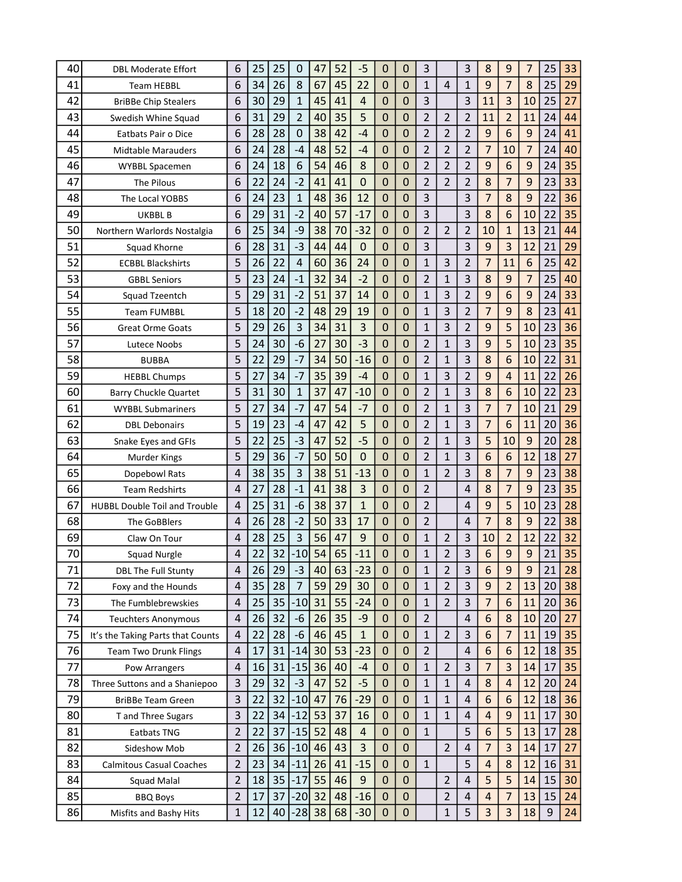| | | | | | | | | | | | | | | | | | | |
|---|---|---|---|---|---|---|---|---|---|---|---|---|---|---|---|---|---|---|
| 40 | DBL Moderate Effort | 6 | 25 | 25 | 0 | 47 | 52 | -5 | 0 | 0 | 3 | | 3 | 8 | 9 | 7 | 25 | 33 |
| 41 | Team HEBBL | 6 | 34 | 26 | 8 | 67 | 45 | 22 | 0 | 0 | 1 | 4 | 1 | 9 | 7 | 8 | 25 | 29 |
| 42 | BriBBe Chip Stealers | 6 | 30 | 29 | 1 | 45 | 41 | 4 | 0 | 0 | 3 | | 3 | 11 | 3 | 10 | 25 | 27 |
| 43 | Swedish Whine Squad | 6 | 31 | 29 | 2 | 40 | 35 | 5 | 0 | 0 | 2 | 2 | 2 | 11 | 2 | 11 | 24 | 44 |
| 44 | Eatbats Pair o Dice | 6 | 28 | 28 | 0 | 38 | 42 | -4 | 0 | 0 | 2 | 2 | 2 | 9 | 6 | 9 | 24 | 41 |
| 45 | Midtable Marauders | 6 | 24 | 28 | -4 | 48 | 52 | -4 | 0 | 0 | 2 | 2 | 2 | 7 | 10 | 7 | 24 | 40 |
| 46 | WYBBL Spacemen | 6 | 24 | 18 | 6 | 54 | 46 | 8 | 0 | 0 | 2 | 2 | 2 | 9 | 6 | 9 | 24 | 35 |
| 47 | The Pilous | 6 | 22 | 24 | -2 | 41 | 41 | 0 | 0 | 0 | 2 | 2 | 2 | 8 | 7 | 9 | 23 | 33 |
| 48 | The Local YOBBS | 6 | 24 | 23 | 1 | 48 | 36 | 12 | 0 | 0 | 3 | | 3 | 7 | 8 | 9 | 22 | 36 |
| 49 | UKBBL B | 6 | 29 | 31 | -2 | 40 | 57 | -17 | 0 | 0 | 3 | | 3 | 8 | 6 | 10 | 22 | 35 |
| 50 | Northern Warlords Nostalgia | 6 | 25 | 34 | -9 | 38 | 70 | -32 | 0 | 0 | 2 | 2 | 2 | 10 | 1 | 13 | 21 | 44 |
| 51 | Squad Khorne | 6 | 28 | 31 | -3 | 44 | 44 | 0 | 0 | 0 | 3 | | 3 | 9 | 3 | 12 | 21 | 29 |
| 52 | ECBBL Blackshirts | 5 | 26 | 22 | 4 | 60 | 36 | 24 | 0 | 0 | 1 | 3 | 2 | 7 | 11 | 6 | 25 | 42 |
| 53 | GBBL Seniors | 5 | 23 | 24 | -1 | 32 | 34 | -2 | 0 | 0 | 2 | 1 | 3 | 8 | 9 | 7 | 25 | 40 |
| 54 | Squad Tzeentch | 5 | 29 | 31 | -2 | 51 | 37 | 14 | 0 | 0 | 1 | 3 | 2 | 9 | 6 | 9 | 24 | 33 |
| 55 | Team FUMBBL | 5 | 18 | 20 | -2 | 48 | 29 | 19 | 0 | 0 | 1 | 3 | 2 | 7 | 9 | 8 | 23 | 41 |
| 56 | Great Orme Goats | 5 | 29 | 26 | 3 | 34 | 31 | 3 | 0 | 0 | 1 | 3 | 2 | 9 | 5 | 10 | 23 | 36 |
| 57 | Lutece Noobs | 5 | 24 | 30 | -6 | 27 | 30 | -3 | 0 | 0 | 2 | 1 | 3 | 9 | 5 | 10 | 23 | 35 |
| 58 | BUBBA | 5 | 22 | 29 | -7 | 34 | 50 | -16 | 0 | 0 | 2 | 1 | 3 | 8 | 6 | 10 | 22 | 31 |
| 59 | HEBBL Chumps | 5 | 27 | 34 | -7 | 35 | 39 | -4 | 0 | 0 | 1 | 3 | 2 | 9 | 4 | 11 | 22 | 26 |
| 60 | Barry Chuckle Quartet | 5 | 31 | 30 | 1 | 37 | 47 | -10 | 0 | 0 | 2 | 1 | 3 | 8 | 6 | 10 | 22 | 23 |
| 61 | WYBBL Submariners | 5 | 27 | 34 | -7 | 47 | 54 | -7 | 0 | 0 | 2 | 1 | 3 | 7 | 7 | 10 | 21 | 29 |
| 62 | DBL Debonairs | 5 | 19 | 23 | -4 | 47 | 42 | 5 | 0 | 0 | 2 | 1 | 3 | 7 | 6 | 11 | 20 | 36 |
| 63 | Snake Eyes and GFIs | 5 | 22 | 25 | -3 | 47 | 52 | -5 | 0 | 0 | 2 | 1 | 3 | 5 | 10 | 9 | 20 | 28 |
| 64 | Murder Kings | 5 | 29 | 36 | -7 | 50 | 50 | 0 | 0 | 0 | 2 | 1 | 3 | 6 | 6 | 12 | 18 | 27 |
| 65 | Dopebowl Rats | 4 | 38 | 35 | 3 | 38 | 51 | -13 | 0 | 0 | 1 | 2 | 3 | 8 | 7 | 9 | 23 | 38 |
| 66 | Team Redshirts | 4 | 27 | 28 | -1 | 41 | 38 | 3 | 0 | 0 | 2 | | 4 | 8 | 7 | 9 | 23 | 35 |
| 67 | HUBBL Double Toil and Trouble | 4 | 25 | 31 | -6 | 38 | 37 | 1 | 0 | 0 | 2 | | 4 | 9 | 5 | 10 | 23 | 28 |
| 68 | The GoBBlers | 4 | 26 | 28 | -2 | 50 | 33 | 17 | 0 | 0 | 2 | | 4 | 7 | 8 | 9 | 22 | 38 |
| 69 | Claw On Tour | 4 | 28 | 25 | 3 | 56 | 47 | 9 | 0 | 0 | 1 | 2 | 3 | 10 | 2 | 12 | 22 | 32 |
| 70 | Squad Nurgle | 4 | 22 | 32 | -10 | 54 | 65 | -11 | 0 | 0 | 1 | 2 | 3 | 6 | 9 | 9 | 21 | 35 |
| 71 | DBL The Full Stunty | 4 | 26 | 29 | -3 | 40 | 63 | -23 | 0 | 0 | 1 | 2 | 3 | 6 | 9 | 9 | 21 | 28 |
| 72 | Foxy and the Hounds | 4 | 35 | 28 | 7 | 59 | 29 | 30 | 0 | 0 | 1 | 2 | 3 | 9 | 2 | 13 | 20 | 38 |
| 73 | The Fumblebrewskies | 4 | 25 | 35 | -10 | 31 | 55 | -24 | 0 | 0 | 1 | 2 | 3 | 7 | 6 | 11 | 20 | 36 |
| 74 | Teuchters Anonymous | 4 | 26 | 32 | -6 | 26 | 35 | -9 | 0 | 0 | 2 | | 4 | 6 | 8 | 10 | 20 | 27 |
| 75 | It's the Taking Parts that Counts | 4 | 22 | 28 | -6 | 46 | 45 | 1 | 0 | 0 | 1 | 2 | 3 | 6 | 7 | 11 | 19 | 35 |
| 76 | Team Two Drunk Flings | 4 | 17 | 31 | -14 | 30 | 53 | -23 | 0 | 0 | 2 | | 4 | 6 | 6 | 12 | 18 | 35 |
| 77 | Pow Arrangers | 4 | 16 | 31 | -15 | 36 | 40 | -4 | 0 | 0 | 1 | 2 | 3 | 7 | 3 | 14 | 17 | 35 |
| 78 | Three Suttons and a Shaniepoo | 3 | 29 | 32 | -3 | 47 | 52 | -5 | 0 | 0 | 1 | 1 | 4 | 8 | 4 | 12 | 20 | 24 |
| 79 | BriBBe Team Green | 3 | 22 | 32 | -10 | 47 | 76 | -29 | 0 | 0 | 1 | 1 | 4 | 6 | 6 | 12 | 18 | 36 |
| 80 | T and Three Sugars | 3 | 22 | 34 | -12 | 53 | 37 | 16 | 0 | 0 | 1 | 1 | 4 | 4 | 9 | 11 | 17 | 30 |
| 81 | Eatbats TNG | 2 | 22 | 37 | -15 | 52 | 48 | 4 | 0 | 0 | 1 | | 5 | 6 | 5 | 13 | 17 | 28 |
| 82 | Sideshow Mob | 2 | 26 | 36 | -10 | 46 | 43 | 3 | 0 | 0 | | 2 | 4 | 7 | 3 | 14 | 17 | 27 |
| 83 | Calmitous Casual Coaches | 2 | 23 | 34 | -11 | 26 | 41 | -15 | 0 | 0 | 1 | | 5 | 4 | 8 | 12 | 16 | 31 |
| 84 | Squad Malal | 2 | 18 | 35 | -17 | 55 | 46 | 9 | 0 | 0 | | 2 | 4 | 5 | 5 | 14 | 15 | 30 |
| 85 | BBQ Boys | 2 | 17 | 37 | -20 | 32 | 48 | -16 | 0 | 0 | | 2 | 4 | 4 | 7 | 13 | 15 | 24 |
| 86 | Misfits and Bashy Hits | 1 | 12 | 40 | -28 | 38 | 68 | -30 | 0 | 0 | | 1 | 5 | 3 | 3 | 18 | 9 | 24 |